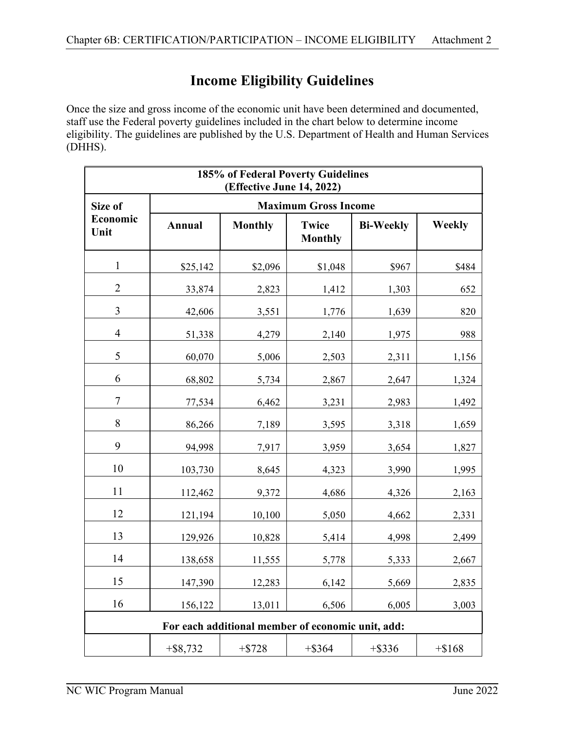# Income Eligibility Guidelines

Once the size and gross income of the economic unit have been determined and documented, staff use the Federal poverty guidelines included in the chart below to determine income eligibility. The guidelines are published by the U.S. Department of Health and Human Services (DHHS).

| **185% of Federal Poverty Guidelines (Effective June 14, 2022)** | | | | | |
|---|---|---|---|---|---|
| **Size of Economic Unit** | **Maximum Gross Income** | | | | |
| | **Annual** | **Monthly** | **Twice Monthly** | **Bi-Weekly** | **Weekly** |
| 1 | $25,142 | $2,096 | $1,048 | $967 | $484 |
| 2 | 33,874 | 2,823 | 1,412 | 1,303 | 652 |
| 3 | 42,606 | 3,551 | 1,776 | 1,639 | 820 |
| 4 | 51,338 | 4,279 | 2,140 | 1,975 | 988 |
| 5 | 60,070 | 5,006 | 2,503 | 2,311 | 1,156 |
| 6 | 68,802 | 5,734 | 2,867 | 2,647 | 1,324 |
| 7 | 77,534 | 6,462 | 3,231 | 2,983 | 1,492 |
| 8 | 86,266 | 7,189 | 3,595 | 3,318 | 1,659 |
| 9 | 94,998 | 7,917 | 3,959 | 3,654 | 1,827 |
| 10 | 103,730 | 8,645 | 4,323 | 3,990 | 1,995 |
| 11 | 112,462 | 9,372 | 4,686 | 4,326 | 2,163 |
| 12 | 121,194 | 10,100 | 5,050 | 4,662 | 2,331 |
| 13 | 129,926 | 10,828 | 5,414 | 4,998 | 2,499 |
| 14 | 138,658 | 11,555 | 5,778 | 5,333 | 2,667 |
| 15 | 147,390 | 12,283 | 6,142 | 5,669 | 2,835 |
| 16 | 156,122 | 13,011 | 6,506 | 6,005 | 3,003 |
| **For each additional member of economic unit, add:** | | | | | |
| | +$8,732 | +$728 | +$364 | +$336 | +$168 |